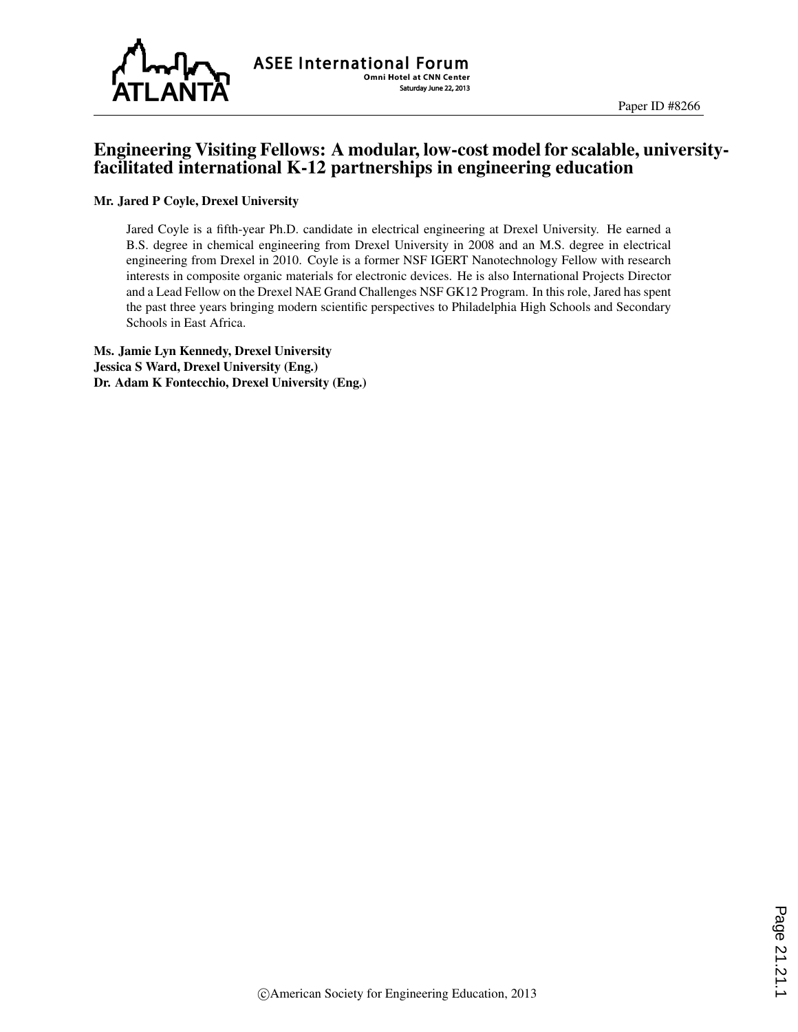# Engineering Visiting Fellows: A modular, low-cost model for scalable, university-facilitated international K-12 partnerships in engineering education

**Mr. Jared P Coyle, Drexel University**

Jared Coyle is a fifth-year Ph.D. candidate in electrical engineering at Drexel University. He earned a B.S. degree in chemical engineering from Drexel University in 2008 and an M.S. degree in electrical engineering from Drexel in 2010. Coyle is a former NSF IGERT Nanotechnology Fellow with research interests in composite organic materials for electronic devices. He is also International Projects Director and a Lead Fellow on the Drexel NAE Grand Challenges NSF GK12 Program. In this role, Jared has spent the past three years bringing modern scientific perspectives to Philadelphia High Schools and Secondary Schools in East Africa.

**Ms. Jamie Lyn Kennedy, Drexel University**
**Jessica S Ward, Drexel University (Eng.)**
**Dr. Adam K Fontecchio, Drexel University (Eng.)**

©American Society for Engineering Education, 2013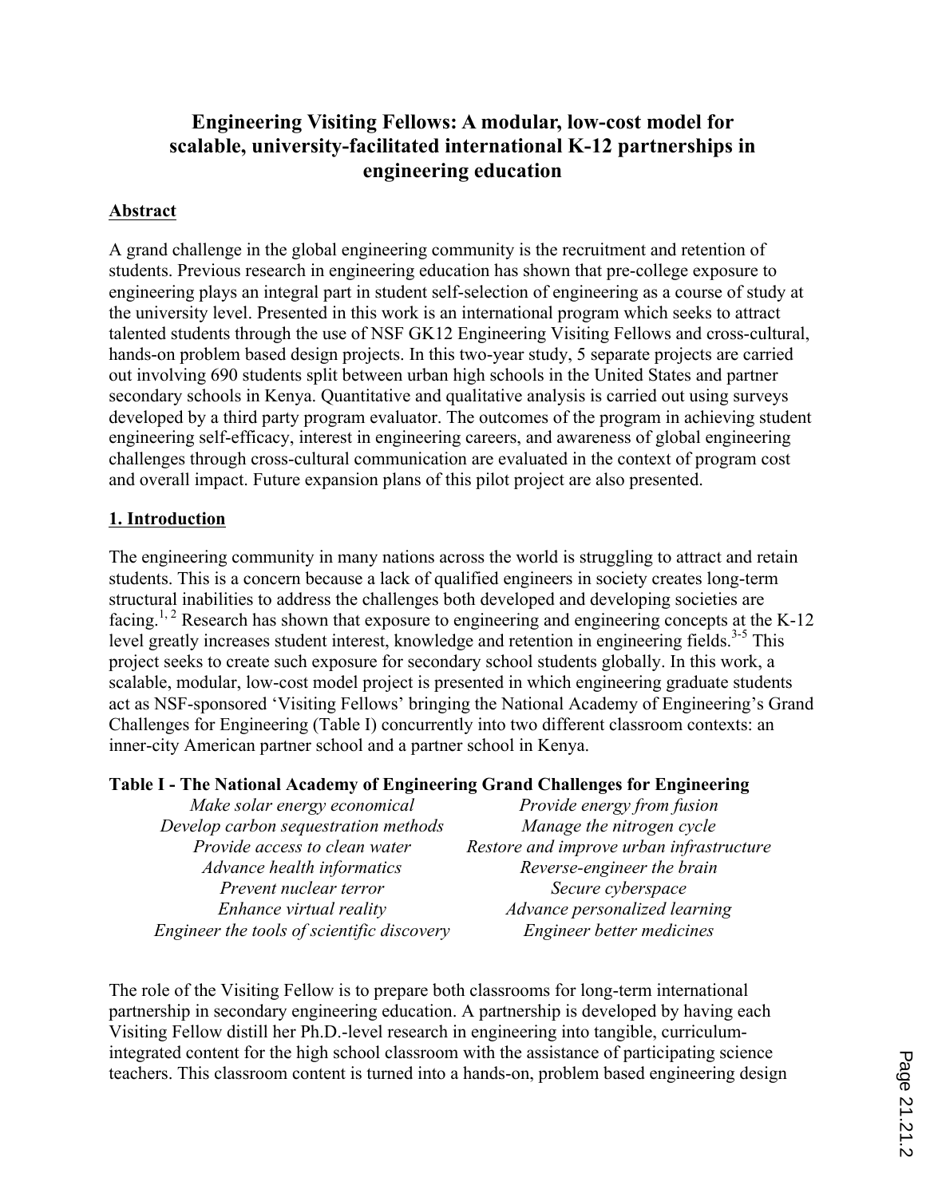# Engineering Visiting Fellows: A modular, low-cost model for scalable, university-facilitated international K-12 partnerships in engineering education

## Abstract

A grand challenge in the global engineering community is the recruitment and retention of students. Previous research in engineering education has shown that pre-college exposure to engineering plays an integral part in student self-selection of engineering as a course of study at the university level. Presented in this work is an international program which seeks to attract talented students through the use of NSF GK12 Engineering Visiting Fellows and cross-cultural, hands-on problem based design projects. In this two-year study, 5 separate projects are carried out involving 690 students split between urban high schools in the United States and partner secondary schools in Kenya. Quantitative and qualitative analysis is carried out using surveys developed by a third party program evaluator. The outcomes of the program in achieving student engineering self-efficacy, interest in engineering careers, and awareness of global engineering challenges through cross-cultural communication are evaluated in the context of program cost and overall impact. Future expansion plans of this pilot project are also presented.

## 1. Introduction

The engineering community in many nations across the world is struggling to attract and retain students. This is a concern because a lack of qualified engineers in society creates long-term structural inabilities to address the challenges both developed and developing societies are facing.[1, 2] Research has shown that exposure to engineering and engineering concepts at the K-12 level greatly increases student interest, knowledge and retention in engineering fields.[3-5] This project seeks to create such exposure for secondary school students globally. In this work, a scalable, modular, low-cost model project is presented in which engineering graduate students act as NSF-sponsored 'Visiting Fellows' bringing the National Academy of Engineering's Grand Challenges for Engineering (Table I) concurrently into two different classroom contexts: an inner-city American partner school and a partner school in Kenya.

**Table I - The National Academy of Engineering Grand Challenges for Engineering**

| | |
|---|---|
| *Make solar energy economical* | *Provide energy from fusion* |
| *Develop carbon sequestration methods* | *Manage the nitrogen cycle* |
| *Provide access to clean water* | *Restore and improve urban infrastructure* |
| *Advance health informatics* | *Reverse-engineer the brain* |
| *Prevent nuclear terror* | *Secure cyberspace* |
| *Enhance virtual reality* | *Advance personalized learning* |
| *Engineer the tools of scientific discovery* | *Engineer better medicines* |

The role of the Visiting Fellow is to prepare both classrooms for long-term international partnership in secondary engineering education. A partnership is developed by having each Visiting Fellow distill her Ph.D.-level research in engineering into tangible, curriculum-integrated content for the high school classroom with the assistance of participating science teachers. This classroom content is turned into a hands-on, problem based engineering design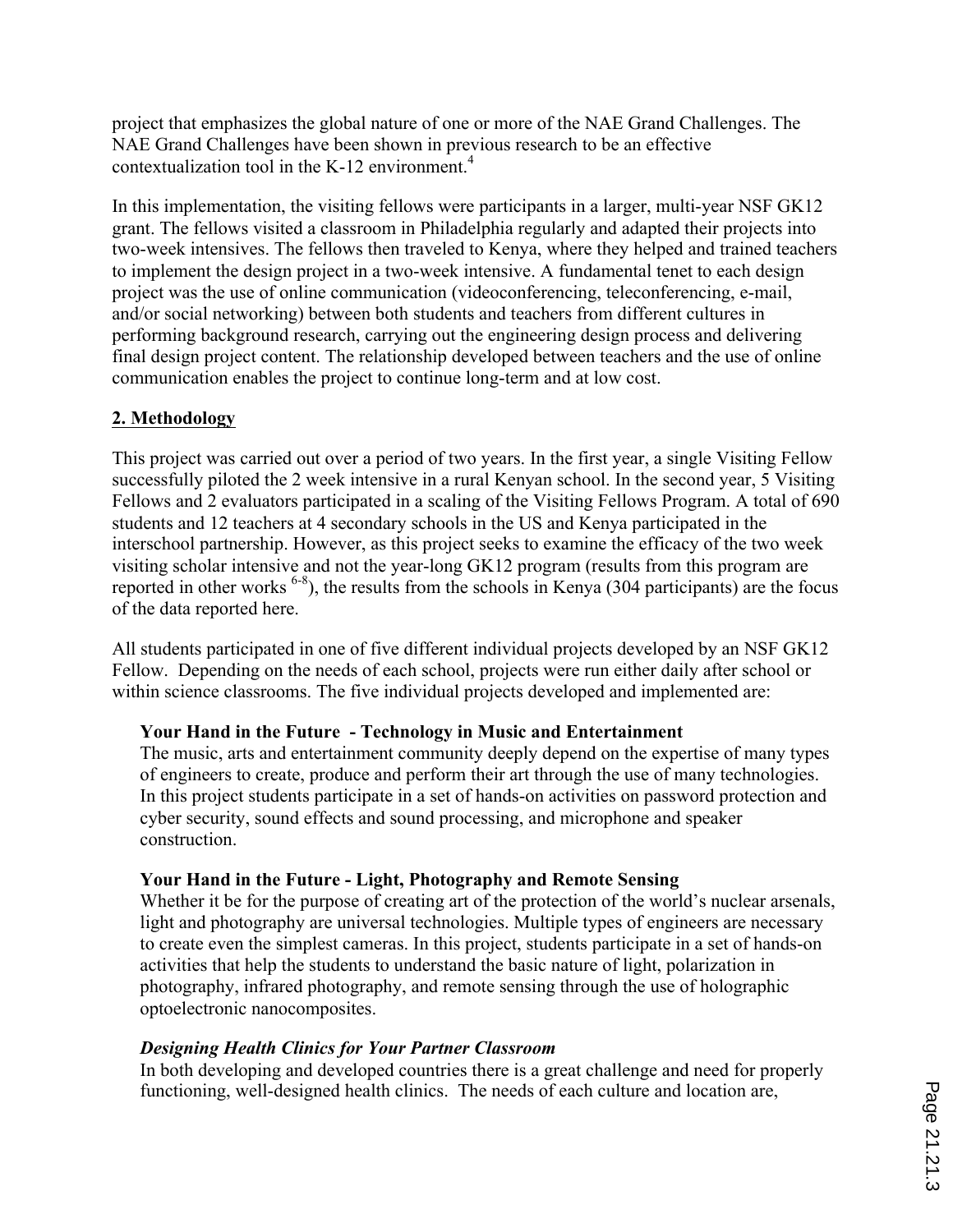project that emphasizes the global nature of one or more of the NAE Grand Challenges. The NAE Grand Challenges have been shown in previous research to be an effective contextualization tool in the K-12 environment.[4]

In this implementation, the visiting fellows were participants in a larger, multi-year NSF GK12 grant. The fellows visited a classroom in Philadelphia regularly and adapted their projects into two-week intensives. The fellows then traveled to Kenya, where they helped and trained teachers to implement the design project in a two-week intensive. A fundamental tenet to each design project was the use of online communication (videoconferencing, teleconferencing, e-mail, and/or social networking) between both students and teachers from different cultures in performing background research, carrying out the engineering design process and delivering final design project content. The relationship developed between teachers and the use of online communication enables the project to continue long-term and at low cost.

## 2. Methodology

This project was carried out over a period of two years. In the first year, a single Visiting Fellow successfully piloted the 2 week intensive in a rural Kenyan school. In the second year, 5 Visiting Fellows and 2 evaluators participated in a scaling of the Visiting Fellows Program. A total of 690 students and 12 teachers at 4 secondary schools in the US and Kenya participated in the interschool partnership. However, as this project seeks to examine the efficacy of the two week visiting scholar intensive and not the year-long GK12 program (results from this program are reported in other works [6-8]), the results from the schools in Kenya (304 participants) are the focus of the data reported here.

All students participated in one of five different individual projects developed by an NSF GK12 Fellow. Depending on the needs of each school, projects were run either daily after school or within science classrooms. The five individual projects developed and implemented are:

**Your Hand in the Future - Technology in Music and Entertainment**
The music, arts and entertainment community deeply depend on the expertise of many types of engineers to create, produce and perform their art through the use of many technologies. In this project students participate in a set of hands-on activities on password protection and cyber security, sound effects and sound processing, and microphone and speaker construction.

**Your Hand in the Future - Light, Photography and Remote Sensing**
Whether it be for the purpose of creating art of the protection of the world's nuclear arsenals, light and photography are universal technologies. Multiple types of engineers are necessary to create even the simplest cameras. In this project, students participate in a set of hands-on activities that help the students to understand the basic nature of light, polarization in photography, infrared photography, and remote sensing through the use of holographic optoelectronic nanocomposites.

***Designing Health Clinics for Your Partner Classroom***
In both developing and developed countries there is a great challenge and need for properly functioning, well-designed health clinics. The needs of each culture and location are,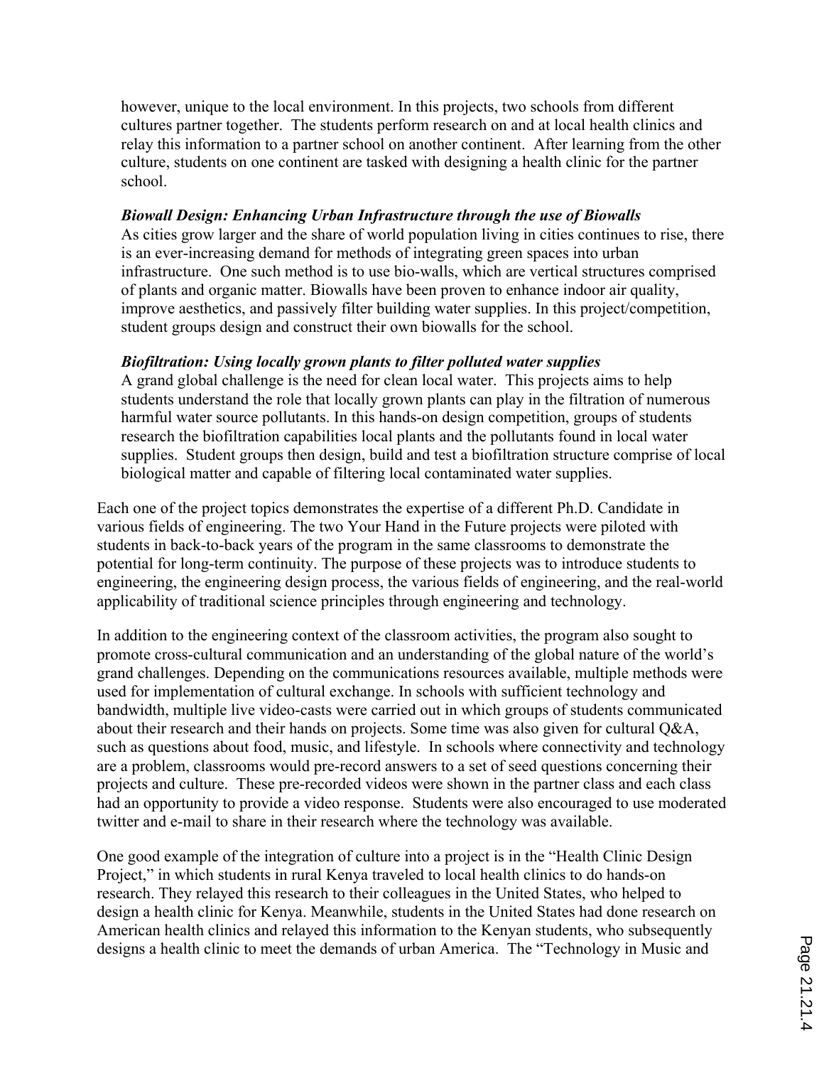however, unique to the local environment. In this projects, two schools from different cultures partner together. The students perform research on and at local health clinics and relay this information to a partner school on another continent. After learning from the other culture, students on one continent are tasked with designing a health clinic for the partner school.

***Biowall Design: Enhancing Urban Infrastructure through the use of Biowalls***
As cities grow larger and the share of world population living in cities continues to rise, there is an ever-increasing demand for methods of integrating green spaces into urban infrastructure. One such method is to use bio-walls, which are vertical structures comprised of plants and organic matter. Biowalls have been proven to enhance indoor air quality, improve aesthetics, and passively filter building water supplies. In this project/competition, student groups design and construct their own biowalls for the school.

***Biofiltration: Using locally grown plants to filter polluted water supplies***
A grand global challenge is the need for clean local water. This projects aims to help students understand the role that locally grown plants can play in the filtration of numerous harmful water source pollutants. In this hands-on design competition, groups of students research the biofiltration capabilities local plants and the pollutants found in local water supplies. Student groups then design, build and test a biofiltration structure comprise of local biological matter and capable of filtering local contaminated water supplies.

Each one of the project topics demonstrates the expertise of a different Ph.D. Candidate in various fields of engineering. The two Your Hand in the Future projects were piloted with students in back-to-back years of the program in the same classrooms to demonstrate the potential for long-term continuity. The purpose of these projects was to introduce students to engineering, the engineering design process, the various fields of engineering, and the real-world applicability of traditional science principles through engineering and technology.

In addition to the engineering context of the classroom activities, the program also sought to promote cross-cultural communication and an understanding of the global nature of the world's grand challenges. Depending on the communications resources available, multiple methods were used for implementation of cultural exchange. In schools with sufficient technology and bandwidth, multiple live video-casts were carried out in which groups of students communicated about their research and their hands on projects. Some time was also given for cultural Q&A, such as questions about food, music, and lifestyle. In schools where connectivity and technology are a problem, classrooms would pre-record answers to a set of seed questions concerning their projects and culture. These pre-recorded videos were shown in the partner class and each class had an opportunity to provide a video response. Students were also encouraged to use moderated twitter and e-mail to share in their research where the technology was available.

One good example of the integration of culture into a project is in the "Health Clinic Design Project," in which students in rural Kenya traveled to local health clinics to do hands-on research. They relayed this research to their colleagues in the United States, who helped to design a health clinic for Kenya. Meanwhile, students in the United States had done research on American health clinics and relayed this information to the Kenyan students, who subsequently designs a health clinic to meet the demands of urban America. The "Technology in Music and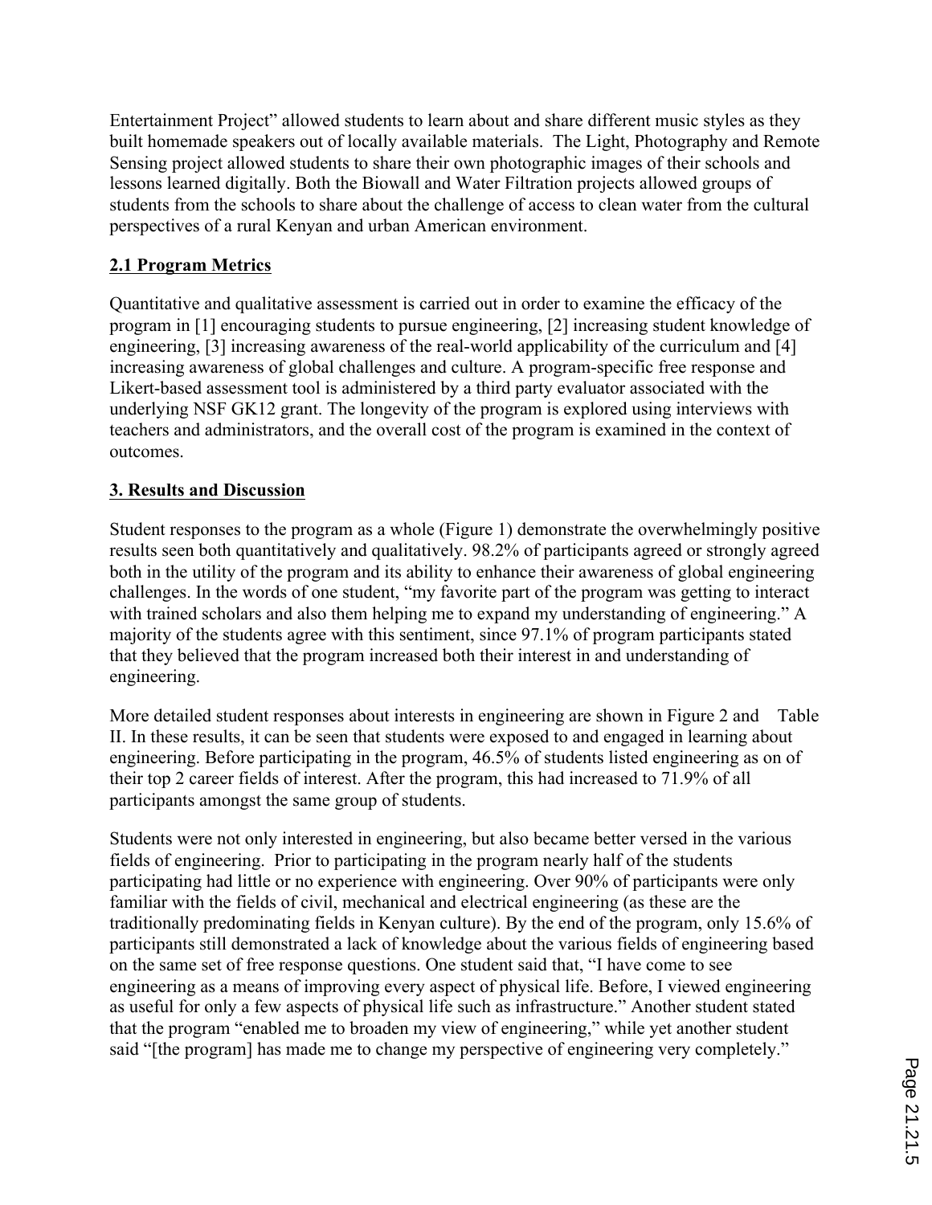Entertainment Project" allowed students to learn about and share different music styles as they built homemade speakers out of locally available materials. The Light, Photography and Remote Sensing project allowed students to share their own photographic images of their schools and lessons learned digitally. Both the Biowall and Water Filtration projects allowed groups of students from the schools to share about the challenge of access to clean water from the cultural perspectives of a rural Kenyan and urban American environment.

## 2.1 Program Metrics

Quantitative and qualitative assessment is carried out in order to examine the efficacy of the program in [1] encouraging students to pursue engineering, [2] increasing student knowledge of engineering, [3] increasing awareness of the real-world applicability of the curriculum and [4] increasing awareness of global challenges and culture. A program-specific free response and Likert-based assessment tool is administered by a third party evaluator associated with the underlying NSF GK12 grant. The longevity of the program is explored using interviews with teachers and administrators, and the overall cost of the program is examined in the context of outcomes.

## 3. Results and Discussion

Student responses to the program as a whole (Figure 1) demonstrate the overwhelmingly positive results seen both quantitatively and qualitatively. 98.2% of participants agreed or strongly agreed both in the utility of the program and its ability to enhance their awareness of global engineering challenges. In the words of one student, "my favorite part of the program was getting to interact with trained scholars and also them helping me to expand my understanding of engineering." A majority of the students agree with this sentiment, since 97.1% of program participants stated that they believed that the program increased both their interest in and understanding of engineering.

More detailed student responses about interests in engineering are shown in Figure 2 and Table II. In these results, it can be seen that students were exposed to and engaged in learning about engineering. Before participating in the program, 46.5% of students listed engineering as on of their top 2 career fields of interest. After the program, this had increased to 71.9% of all participants amongst the same group of students.

Students were not only interested in engineering, but also became better versed in the various fields of engineering. Prior to participating in the program nearly half of the students participating had little or no experience with engineering. Over 90% of participants were only familiar with the fields of civil, mechanical and electrical engineering (as these are the traditionally predominating fields in Kenyan culture). By the end of the program, only 15.6% of participants still demonstrated a lack of knowledge about the various fields of engineering based on the same set of free response questions. One student said that, "I have come to see engineering as a means of improving every aspect of physical life. Before, I viewed engineering as useful for only a few aspects of physical life such as infrastructure." Another student stated that the program "enabled me to broaden my view of engineering," while yet another student said "[the program] has made me to change my perspective of engineering very completely."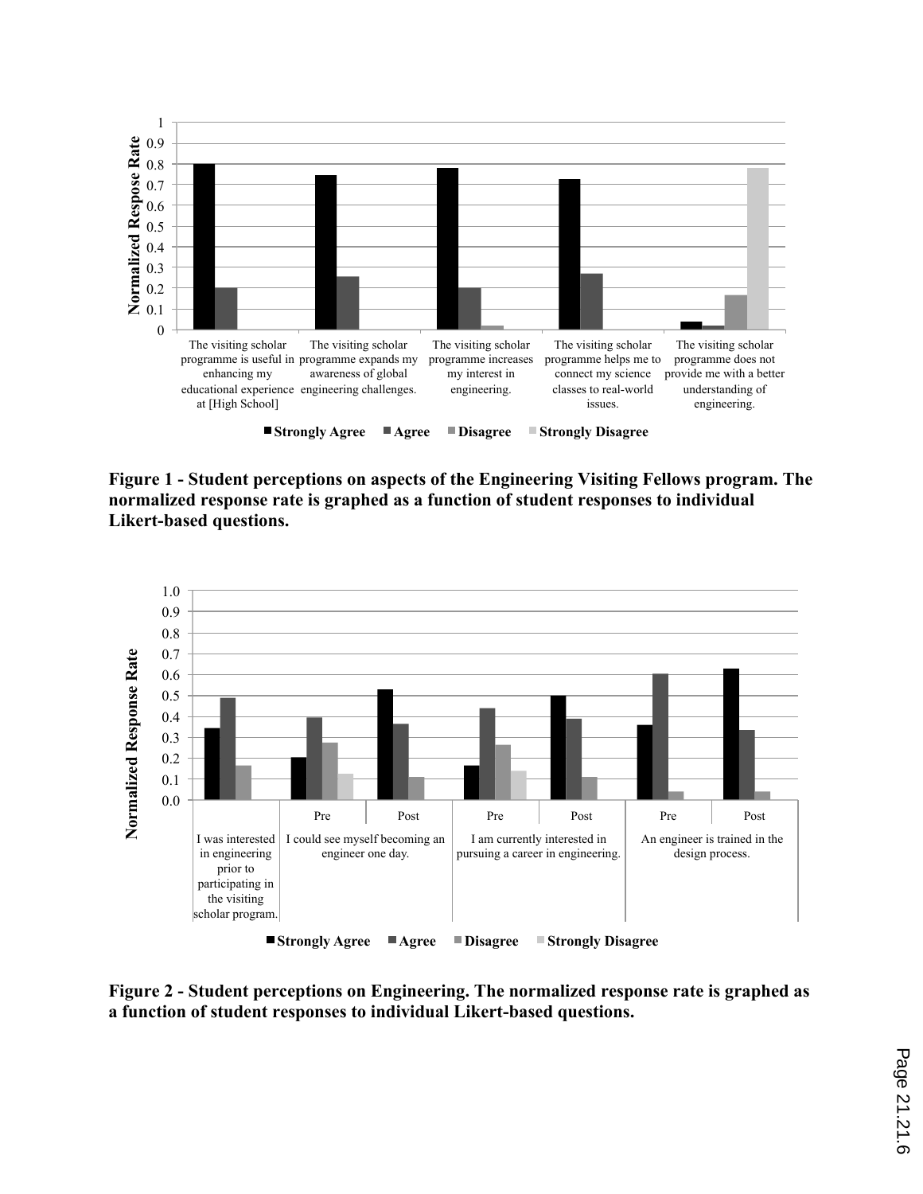**Figure 1 - Student perceptions on aspects of the Engineering Visiting Fellows program. The normalized response rate is graphed as a function of student responses to individual Likert-based questions.**

**Figure 2 - Student perceptions on Engineering. The normalized response rate is graphed as a function of student responses to individual Likert-based questions.**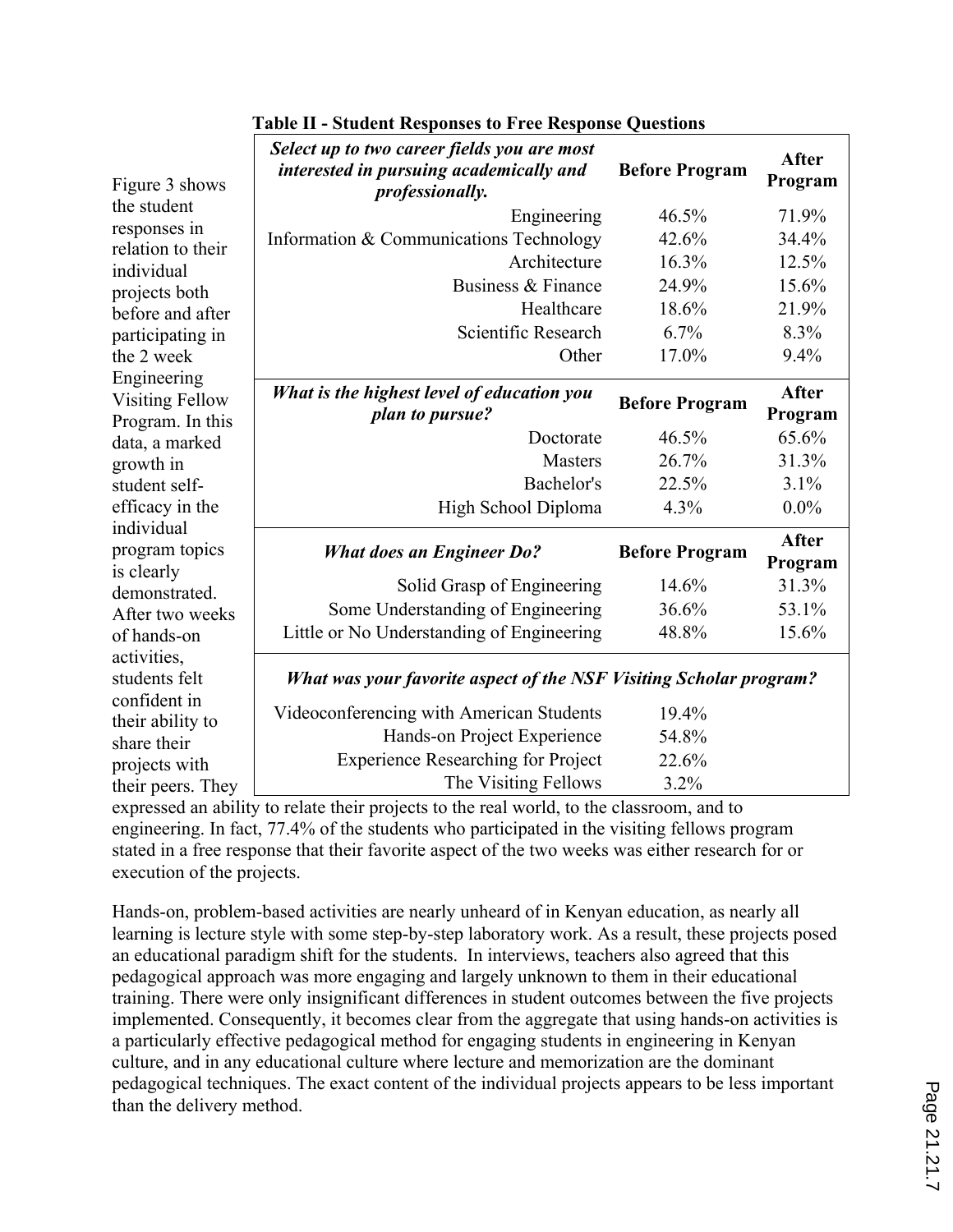**Table II - Student Responses to Free Response Questions**

| *Select up to two career fields you are most interested in pursuing academically and professionally.* | Before Program | After Program |
|---|---|---|
| Engineering | 46.5% | 71.9% |
| Information & Communications Technology | 42.6% | 34.4% |
| Architecture | 16.3% | 12.5% |
| Business & Finance | 24.9% | 15.6% |
| Healthcare | 18.6% | 21.9% |
| Scientific Research | 6.7% | 8.3% |
| Other | 17.0% | 9.4% |
| ***What is the highest level of education you plan to pursue?*** | **Before Program** | **After Program** |
| Doctorate | 46.5% | 65.6% |
| Masters | 26.7% | 31.3% |
| Bachelor's | 22.5% | 3.1% |
| High School Diploma | 4.3% | 0.0% |
| ***What does an Engineer Do?*** | **Before Program** | **After Program** |
| Solid Grasp of Engineering | 14.6% | 31.3% |
| Some Understanding of Engineering | 36.6% | 53.1% |
| Little or No Understanding of Engineering | 48.8% | 15.6% |
| ***What was your favorite aspect of the NSF Visiting Scholar program?*** | | |
| Videoconferencing with American Students | 19.4% | |
| Hands-on Project Experience | 54.8% | |
| Experience Researching for Project | 22.6% | |
| The Visiting Fellows | 3.2% | |

Figure 3 shows the student responses in relation to their individual projects both before and after participating in the 2 week Engineering Visiting Fellow Program. In this data, a marked growth in student self-efficacy in the individual program topics is clearly demonstrated. After two weeks of hands-on activities, students felt confident in their ability to share their projects with their peers. They expressed an ability to relate their projects to the real world, to the classroom, and to engineering. In fact, 77.4% of the students who participated in the visiting fellows program stated in a free response that their favorite aspect of the two weeks was either research for or execution of the projects.

Hands-on, problem-based activities are nearly unheard of in Kenyan education, as nearly all learning is lecture style with some step-by-step laboratory work. As a result, these projects posed an educational paradigm shift for the students. In interviews, teachers also agreed that this pedagogical approach was more engaging and largely unknown to them in their educational training. There were only insignificant differences in student outcomes between the five projects implemented. Consequently, it becomes clear from the aggregate that using hands-on activities is a particularly effective pedagogical method for engaging students in engineering in Kenyan culture, and in any educational culture where lecture and memorization are the dominant pedagogical techniques. The exact content of the individual projects appears to be less important than the delivery method.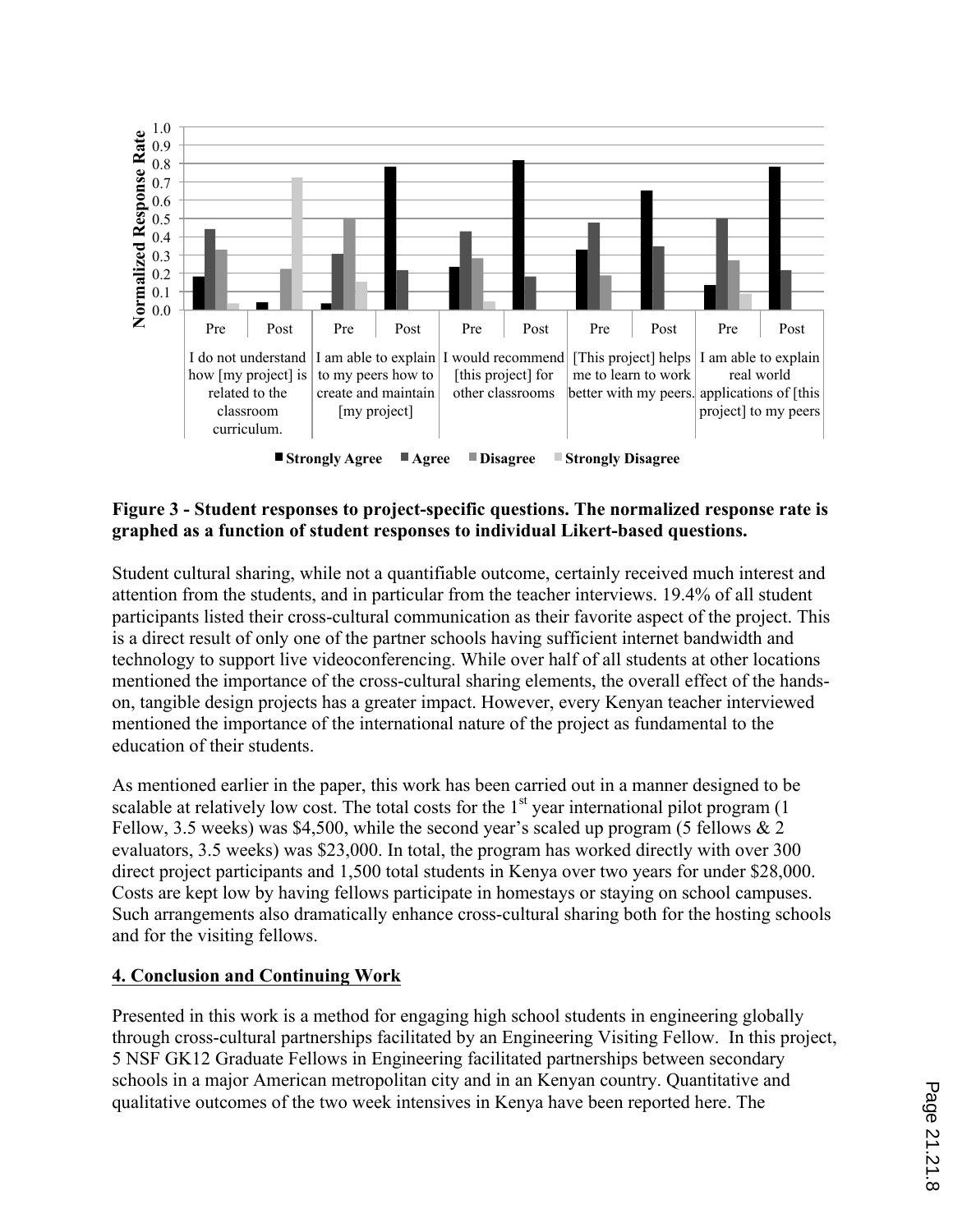**Figure 3 - Student responses to project-specific questions. The normalized response rate is graphed as a function of student responses to individual Likert-based questions.**

Student cultural sharing, while not a quantifiable outcome, certainly received much interest and attention from the students, and in particular from the teacher interviews. 19.4% of all student participants listed their cross-cultural communication as their favorite aspect of the project. This is a direct result of only one of the partner schools having sufficient internet bandwidth and technology to support live videoconferencing. While over half of all students at other locations mentioned the importance of the cross-cultural sharing elements, the overall effect of the hands-on, tangible design projects has a greater impact. However, every Kenyan teacher interviewed mentioned the importance of the international nature of the project as fundamental to the education of their students.

As mentioned earlier in the paper, this work has been carried out in a manner designed to be scalable at relatively low cost. The total costs for the 1st year international pilot program (1 Fellow, 3.5 weeks) was $4,500, while the second year's scaled up program (5 fellows & 2 evaluators, 3.5 weeks) was $23,000. In total, the program has worked directly with over 300 direct project participants and 1,500 total students in Kenya over two years for under $28,000. Costs are kept low by having fellows participate in homestays or staying on school campuses. Such arrangements also dramatically enhance cross-cultural sharing both for the hosting schools and for the visiting fellows.

## 4. Conclusion and Continuing Work

Presented in this work is a method for engaging high school students in engineering globally through cross-cultural partnerships facilitated by an Engineering Visiting Fellow. In this project, 5 NSF GK12 Graduate Fellows in Engineering facilitated partnerships between secondary schools in a major American metropolitan city and in an Kenyan country. Quantitative and qualitative outcomes of the two week intensives in Kenya have been reported here. The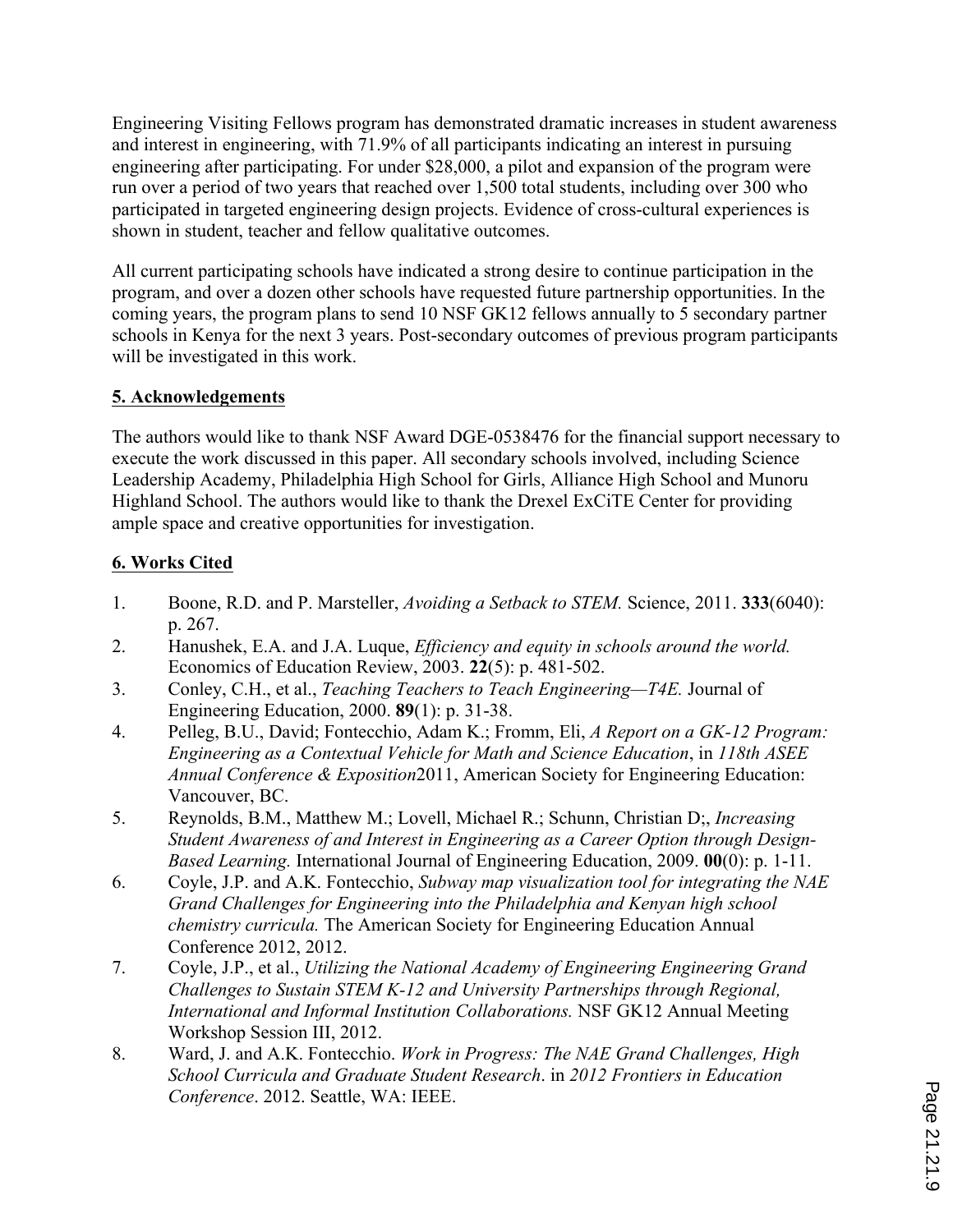Engineering Visiting Fellows program has demonstrated dramatic increases in student awareness and interest in engineering, with 71.9% of all participants indicating an interest in pursuing engineering after participating. For under $28,000, a pilot and expansion of the program were run over a period of two years that reached over 1,500 total students, including over 300 who participated in targeted engineering design projects. Evidence of cross-cultural experiences is shown in student, teacher and fellow qualitative outcomes.

All current participating schools have indicated a strong desire to continue participation in the program, and over a dozen other schools have requested future partnership opportunities. In the coming years, the program plans to send 10 NSF GK12 fellows annually to 5 secondary partner schools in Kenya for the next 3 years. Post-secondary outcomes of previous program participants will be investigated in this work.

## 5. Acknowledgements

The authors would like to thank NSF Award DGE-0538476 for the financial support necessary to execute the work discussed in this paper. All secondary schools involved, including Science Leadership Academy, Philadelphia High School for Girls, Alliance High School and Munoru Highland School. The authors would like to thank the Drexel ExCiTE Center for providing ample space and creative opportunities for investigation.

## 6. Works Cited

1. Boone, R.D. and P. Marsteller, *Avoiding a Setback to STEM.* Science, 2011. **333**(6040): p. 267.
2. Hanushek, E.A. and J.A. Luque, *Efficiency and equity in schools around the world.* Economics of Education Review, 2003. **22**(5): p. 481-502.
3. Conley, C.H., et al., *Teaching Teachers to Teach Engineering—T4E.* Journal of Engineering Education, 2000. **89**(1): p. 31-38.
4. Pelleg, B.U., David; Fontecchio, Adam K.; Fromm, Eli, *A Report on a GK-12 Program: Engineering as a Contextual Vehicle for Math and Science Education*, in *118th ASEE Annual Conference & Exposition*2011, American Society for Engineering Education: Vancouver, BC.
5. Reynolds, B.M., Matthew M.; Lovell, Michael R.; Schunn, Christian D;, *Increasing Student Awareness of and Interest in Engineering as a Career Option through Design-Based Learning.* International Journal of Engineering Education, 2009. **00**(0): p. 1-11.
6. Coyle, J.P. and A.K. Fontecchio, *Subway map visualization tool for integrating the NAE Grand Challenges for Engineering into the Philadelphia and Kenyan high school chemistry curricula.* The American Society for Engineering Education Annual Conference 2012, 2012.
7. Coyle, J.P., et al., *Utilizing the National Academy of Engineering Engineering Grand Challenges to Sustain STEM K-12 and University Partnerships through Regional, International and Informal Institution Collaborations.* NSF GK12 Annual Meeting Workshop Session III, 2012.
8. Ward, J. and A.K. Fontecchio. *Work in Progress: The NAE Grand Challenges, High School Curricula and Graduate Student Research*. in *2012 Frontiers in Education Conference*. 2012. Seattle, WA: IEEE.